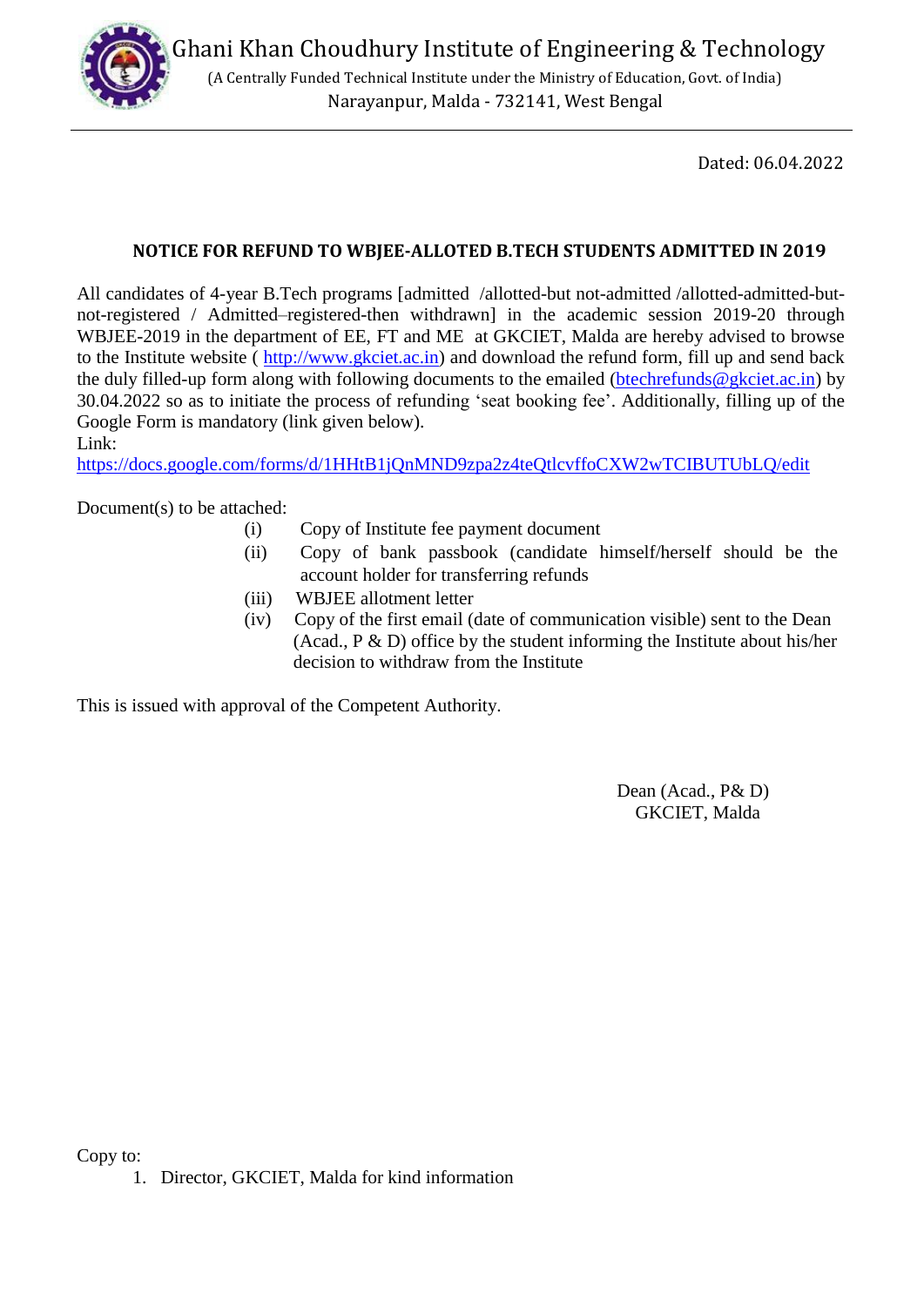# Ghani Khan Choudhury Institute of Engineering & Technology

(A Centrally Funded Technical Institute under the Ministry of Education, Govt. of India)

Narayanpur, Malda - 732141, West Bengal

---

Dated: 06.04.2022

## NOTICE FOR REFUND TO WBJEE-ALLOTED B.TECH STUDENTS ADMITTED IN 2019

All candidates of 4-year B.Tech programs [admitted /allotted-but not-admitted /allotted-admitted-but-not-registered / Admitted–registered-then withdrawn] in the academic session 2019-20 through WBJEE-2019 in the department of EE, FT and ME at GKCIET, Malda are hereby advised to browse to the Institute website ( http://www.gkciet.ac.in) and download the refund form, fill up and send back the duly filled-up form along with following documents to the emailed (btechrefunds@gkciet.ac.in) by 30.04.2022 so as to initiate the process of refunding 'seat booking fee'. Additionally, filling up of the Google Form is mandatory (link given below).

Link:
https://docs.google.com/forms/d/1HHtB1jQnMND9zpa2z4teQtlcvffoCXW2wTCIBUTUbLQ/edit

Document(s) to be attached:

(i) Copy of Institute fee payment document

(ii) Copy of bank passbook (candidate himself/herself should be the account holder for transferring refunds

(iii) WBJEE allotment letter

(iv) Copy of the first email (date of communication visible) sent to the Dean (Acad., P & D) office by the student informing the Institute about his/her decision to withdraw from the Institute

This is issued with approval of the Competent Authority.

Dean (Acad., P& D)
GKCIET, Malda

Copy to:

1. Director, GKCIET, Malda for kind information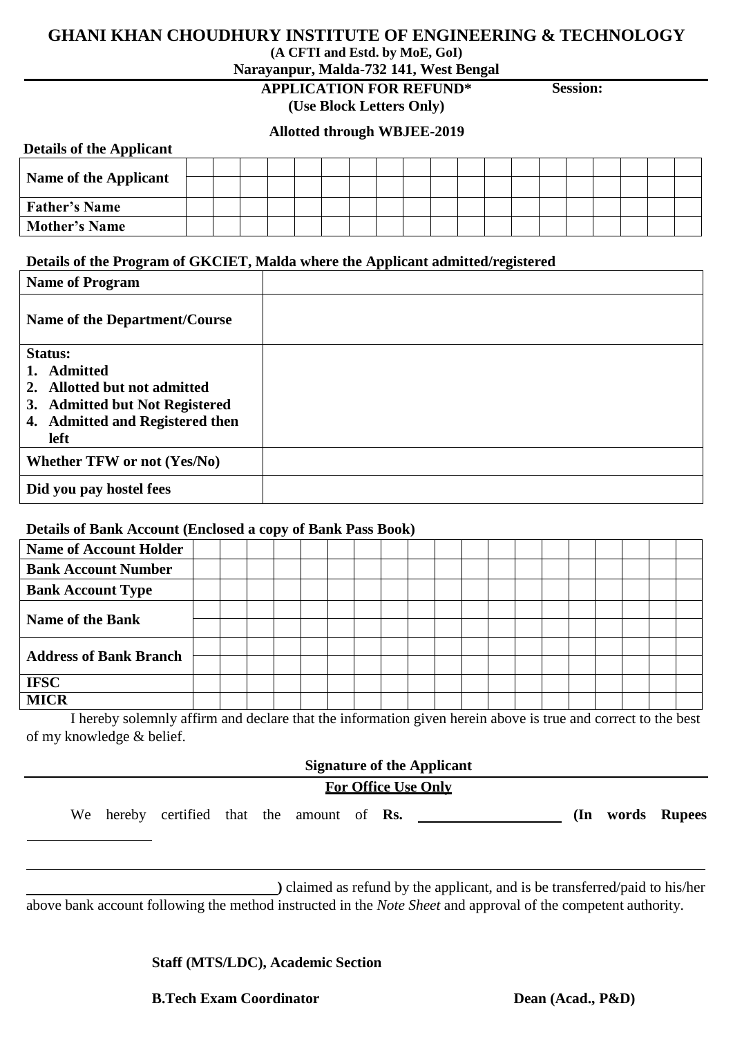# GHANI KHAN CHOUDHURY INSTITUTE OF ENGINEERING & TECHNOLOGY

**(A CFTI and Estd. by MoE, GoI)**

**Narayanpur, Malda-732 141, West Bengal**

**APPLICATION FOR REFUND*** **Session:**

**(Use Block Letters Only)**

**Allotted through WBJEE-2019**

**Details of the Applicant**

| | |
|---|---|
| **Name of the Applicant** | |
| **Father's Name** | |
| **Mother's Name** | |

**Details of the Program of GKCIET, Malda where the Applicant admitted/registered**

| | |
|---|---|
| **Name of Program** | |
| **Name of the Department/Course** | |
| **Status:**<br>1. Admitted<br>2. Allotted but not admitted<br>3. Admitted but Not Registered<br>4. Admitted and Registered then left | |
| **Whether TFW or not (Yes/No)** | |
| **Did you pay hostel fees** | |

**Details of Bank Account (Enclosed a copy of Bank Pass Book)**

| | |
|---|---|
| **Name of Account Holder** | |
| **Bank Account Number** | |
| **Bank Account Type** | |
| **Name of the Bank** | |
| **Address of Bank Branch** | |
| **IFSC** | |
| **MICR** | |

I hereby solemnly affirm and declare that the information given herein above is true and correct to the best of my knowledge & belief.

**Signature of the Applicant**

**For Office Use Only**

We hereby certified that the amount of **Rs.** ____________________ **(In words Rupees** ____________________ ____________________________________________ **)** claimed as refund by the applicant, and is be transferred/paid to his/her above bank account following the method instructed in the *Note Sheet* and approval of the competent authority.

**Staff (MTS/LDC), Academic Section**

**B.Tech Exam Coordinator** **Dean (Acad., P&D)**